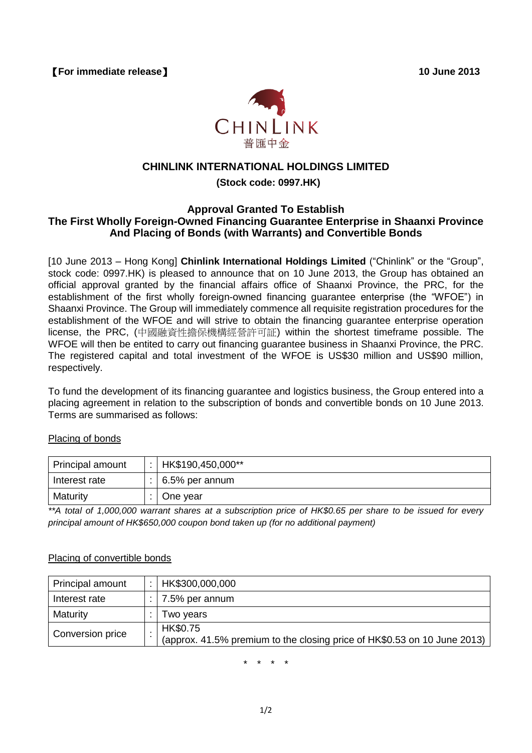【For immediate release】 **10 June 2013**

CHINLINK
普匯中金

## CHINLINK INTERNATIONAL HOLDINGS LIMITED

**(Stock code: 0997.HK)**

### Approval Granted To Establish The First Wholly Foreign-Owned Financing Guarantee Enterprise in Shaanxi Province And Placing of Bonds (with Warrants) and Convertible Bonds

[10 June 2013 – Hong Kong] **Chinlink International Holdings Limited** ("Chinlink" or the "Group", stock code: 0997.HK) is pleased to announce that on 10 June 2013, the Group has obtained an official approval granted by the financial affairs office of Shaanxi Province, the PRC, for the establishment of the first wholly foreign-owned financing guarantee enterprise (the "WFOE") in Shaanxi Province. The Group will immediately commence all requisite registration procedures for the establishment of the WFOE and will strive to obtain the financing guarantee enterprise operation license, the PRC, (中國融資性擔保機構經營許可証) within the shortest timeframe possible. The WFOE will then be entited to carry out financing guarantee business in Shaanxi Province, the PRC. The registered capital and total investment of the WFOE is US$30 million and US$90 million, respectively.

To fund the development of its financing guarantee and logistics business, the Group entered into a placing agreement in relation to the subscription of bonds and convertible bonds on 10 June 2013. Terms are summarised as follows:

Placing of bonds

| Principal amount | : | HK$190,450,000** |
|---|---|---|
| Interest rate | : | 6.5% per annum |
| Maturity | : | One year |

*\*\*A total of 1,000,000 warrant shares at a subscription price of HK$0.65 per share to be issued for every principal amount of HK$650,000 coupon bond taken up (for no additional payment)*

Placing of convertible bonds

| Principal amount | : | HK$300,000,000 |
|---|---|---|
| Interest rate | : | 7.5% per annum |
| Maturity | : | Two years |
| Conversion price | : | HK$0.75 (approx. 41.5% premium to the closing price of HK$0.53 on 10 June 2013) |

\* \* \* \*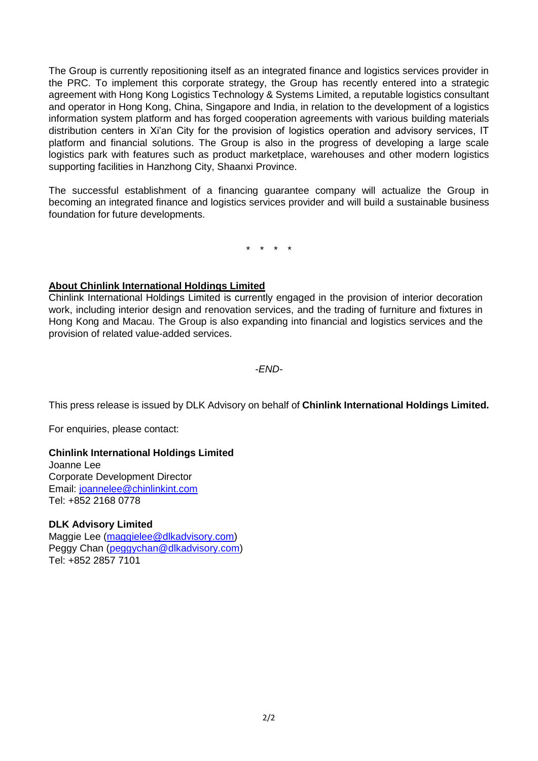The Group is currently repositioning itself as an integrated finance and logistics services provider in the PRC. To implement this corporate strategy, the Group has recently entered into a strategic agreement with Hong Kong Logistics Technology & Systems Limited, a reputable logistics consultant and operator in Hong Kong, China, Singapore and India, in relation to the development of a logistics information system platform and has forged cooperation agreements with various building materials distribution centers in Xi'an City for the provision of logistics operation and advisory services, IT platform and financial solutions. The Group is also in the progress of developing a large scale logistics park with features such as product marketplace, warehouses and other modern logistics supporting facilities in Hanzhong City, Shaanxi Province.

The successful establishment of a financing guarantee company will actualize the Group in becoming an integrated finance and logistics services provider and will build a sustainable business foundation for future developments.

\* \* \* \*

**About Chinlink International Holdings Limited**

Chinlink International Holdings Limited is currently engaged in the provision of interior decoration work, including interior design and renovation services, and the trading of furniture and fixtures in Hong Kong and Macau. The Group is also expanding into financial and logistics services and the provision of related value-added services.

*-END-*

This press release is issued by DLK Advisory on behalf of **Chinlink International Holdings Limited.**

For enquiries, please contact:

**Chinlink International Holdings Limited**
Joanne Lee
Corporate Development Director
Email: joannelee@chinlinkint.com
Tel: +852 2168 0778

**DLK Advisory Limited**
Maggie Lee (maggielee@dlkadvisory.com)
Peggy Chan (peggychan@dlkadvisory.com)
Tel: +852 2857 7101